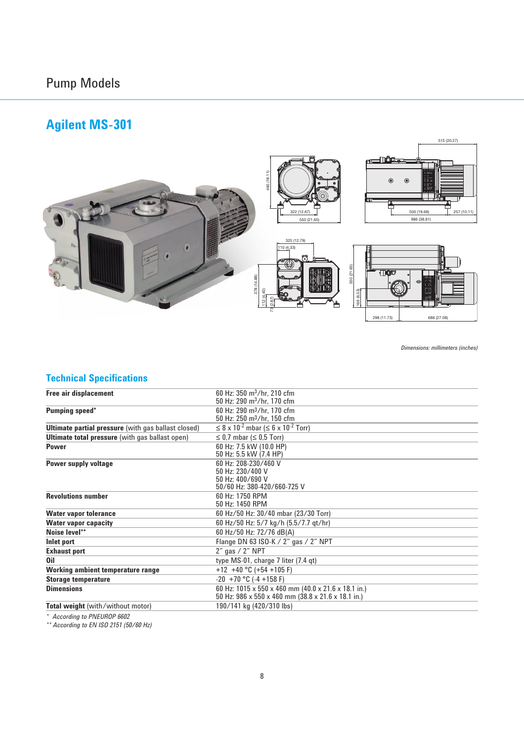# Pump Models

## Agilent MS-301

*Dimensions: millimeters (inches)*

### Technical Specifications

| | |
|---|---|
| **Free air displacement** | 60 Hz: 350 $m^3$/hr, 210 cfm<br>50 Hz: 290 $m^3$/hr, 170 cfm |
| **Pumping speed*** | 60 Hz: 290 $m^3$/hr, 170 cfm<br>50 Hz: 250 $m^3$/hr, 150 cfm |
| **Ultimate partial pressure** (with gas ballast closed) | $\leq 8 \times 10^{-2}$ mbar ($\leq 6 \times 10^{-2}$ Torr) |
| **Ultimate total pressure** (with gas ballast open) | ≤ 0,7 mbar (≤ 0,5 Torr) |
| **Power** | 60 Hz: 7.5 kW (10.0 HP)<br>50 Hz: 5.5 kW (7.4 HP) |
| **Power supply voltage** | 60 Hz: 208-230/460 V<br>50 Hz: 230/400 V<br>50 Hz: 400/690 V<br>50/60 Hz: 380-420/660-725 V |
| **Revolutions number** | 60 Hz: 1750 RPM<br>50 Hz: 1450 RPM |
| **Water vapor tolerance** | 60 Hz/50 Hz: 30/40 mbar (23/30 Torr) |
| **Water vapor capacity** | 60 Hz/50 Hz: 5/7 kg/h (5.5/7.7 qt/hr) |
| **Noise level**** | 60 Hz/50 Hz: 72/76 dB(A) |
| **Inlet port** | Flange DN 63 ISO-K / 2" gas / 2" NPT |
| **Exhaust port** | 2" gas / 2" NPT |
| **Oil** | type MS-01, charge 7 liter (7.4 qt) |
| **Working ambient temperature range** | +12 +40 °C (+54 +105 F) |
| **Storage temperature** | -20 +70 °C (-4 +158 F) |
| **Dimensions** | 60 Hz: 1015 x 550 x 460 mm (40.0 x 21.6 x 18.1 in.)<br>50 Hz: 986 x 550 x 460 mm (38.8 x 21.6 x 18.1 in.) |
| **Total weight** (with/without motor) | 190/141 kg (420/310 lbs) |

\* *According to PNEUROP 6602*

\*\* *According to EN ISO 2151 (50/60 Hz)*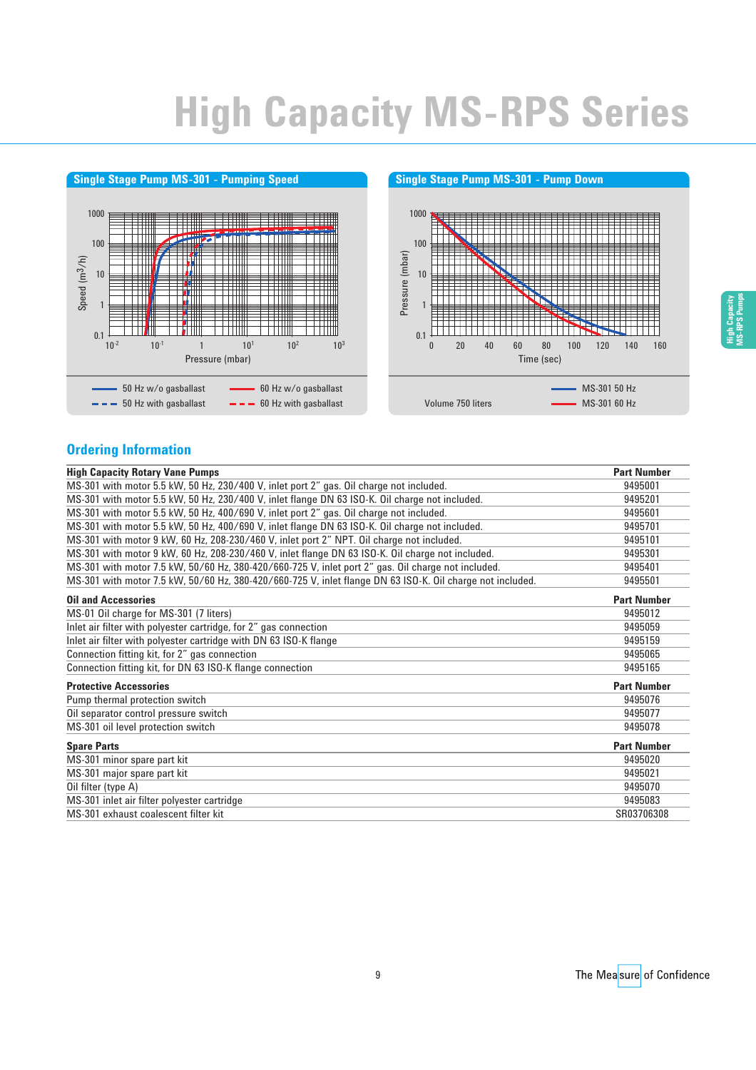# High Capacity MS-RPS Series

## Single Stage Pump MS-301 - Pumping Speed

1000
100
10
1
0.1
Speed ($m^3/h$)

$10^{-2}$ $10^{-1}$ 1 $10^{1}$ $10^{2}$ $10^{3}$
Pressure (mbar)

50 Hz w/o gasballast
50 Hz with gasballast
60 Hz w/o gasballast
60 Hz with gasballast

## Single Stage Pump MS-301 - Pump Down

1000
100
10
1
0.1
Pressure (mbar)

0 20 40 60 80 100 120 140 160
Time (sec)

Volume 750 liters

MS-301 50 Hz
MS-301 60 Hz

## Ordering Information

| High Capacity Rotary Vane Pumps | Part Number |
|---|---|
| MS-301 with motor 5.5 kW, 50 Hz, 230/400 V, inlet port 2" gas. Oil charge not included. | 9495001 |
| MS-301 with motor 5.5 kW, 50 Hz, 230/400 V, inlet flange DN 63 ISO-K. Oil charge not included. | 9495201 |
| MS-301 with motor 5.5 kW, 50 Hz, 400/690 V, inlet port 2" gas. Oil charge not included. | 9495601 |
| MS-301 with motor 5.5 kW, 50 Hz, 400/690 V, inlet flange DN 63 ISO-K. Oil charge not included. | 9495701 |
| MS-301 with motor 9 kW, 60 Hz, 208-230/460 V, inlet port 2" NPT. Oil charge not included. | 9495101 |
| MS-301 with motor 9 kW, 60 Hz, 208-230/460 V, inlet flange DN 63 ISO-K. Oil charge not included. | 9495301 |
| MS-301 with motor 7.5 kW, 50/60 Hz, 380-420/660-725 V, inlet port 2" gas. Oil charge not included. | 9495401 |
| MS-301 with motor 7.5 kW, 50/60 Hz, 380-420/660-725 V, inlet flange DN 63 ISO-K. Oil charge not included. | 9495501 |

| Oil and Accessories | Part Number |
|---|---|
| MS-01 Oil charge for MS-301 (7 liters) | 9495012 |
| Inlet air filter with polyester cartridge, for 2" gas connection | 9495059 |
| Inlet air filter with polyester cartridge with DN 63 ISO-K flange | 9495159 |
| Connection fitting kit, for 2" gas connection | 9495065 |
| Connection fitting kit, for DN 63 ISO-K flange connection | 9495165 |

| Protective Accessories | Part Number |
|---|---|
| Pump thermal protection switch | 9495076 |
| Oil separator control pressure switch | 9495077 |
| MS-301 oil level protection switch | 9495078 |

| Spare Parts | Part Number |
|---|---|
| MS-301 minor spare part kit | 9495020 |
| MS-301 major spare part kit | 9495021 |
| Oil filter (type A) | 9495070 |
| MS-301 inlet air filter polyester cartridge | 9495083 |
| MS-301 exhaust coalescent filter kit | SR03706308 |